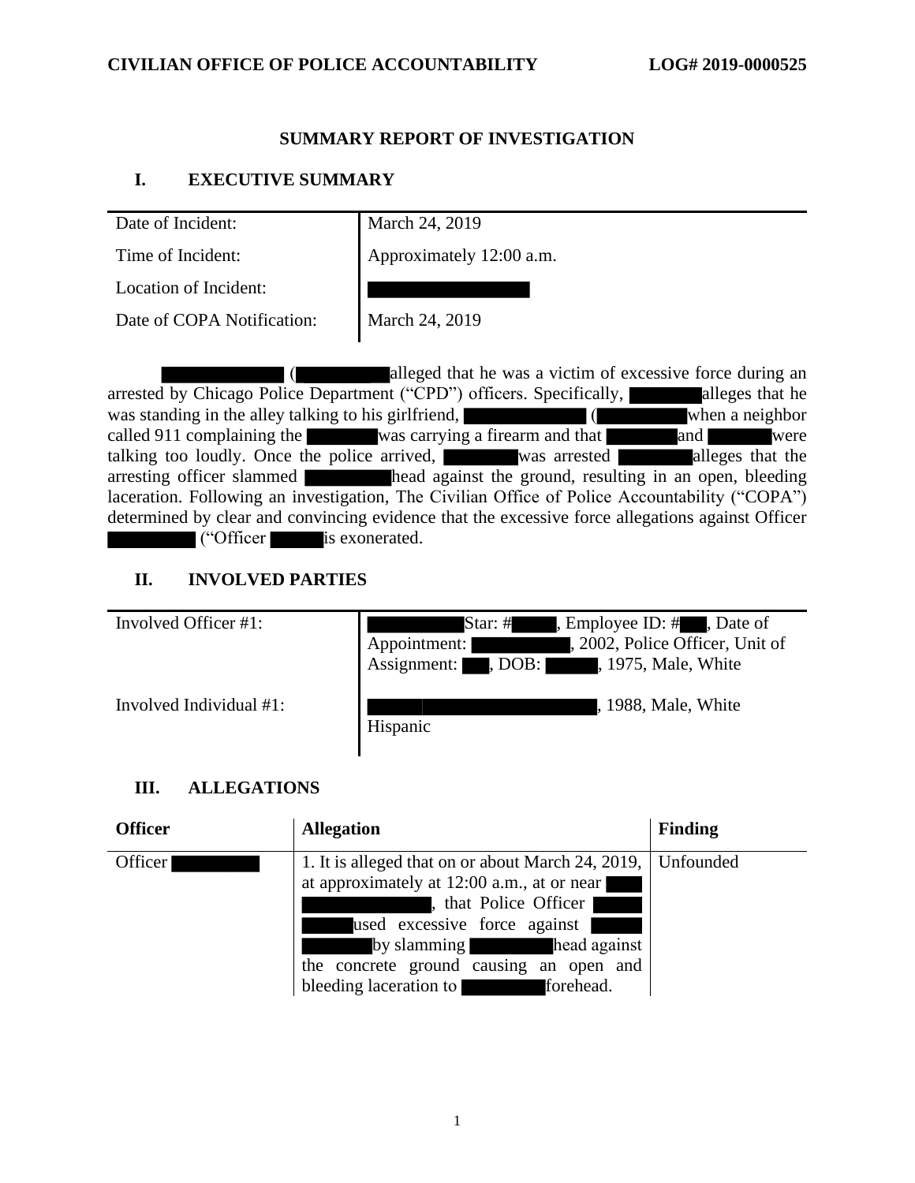## SUMMARY REPORT OF INVESTIGATION

## I. EXECUTIVE SUMMARY

| Date of Incident: | March 24, 2019 |
|---|---|
| Time of Incident: | Approximately 12:00 a.m. |
| Location of Incident: | |
| Date of COPA Notification: | March 24, 2019 |

( alleged that he was a victim of excessive force during an arrested by Chicago Police Department ("CPD") officers. Specifically, alleges that he was standing in the alley talking to his girlfriend, ( when a neighbor called 911 complaining the was carrying a firearm and that and were talking too loudly. Once the police arrived, was arrested alleges that the arresting officer slammed head against the ground, resulting in an open, bleeding laceration. Following an investigation, The Civilian Office of Police Accountability ("COPA") determined by clear and convincing evidence that the excessive force allegations against Officer ("Officer is exonerated.

## II. INVOLVED PARTIES

| Involved Officer #1: | Star: # , Employee ID: # , Date of Appointment: , 2002, Police Officer, Unit of Assignment: , DOB: , 1975, Male, White |
|---|---|
| Involved Individual #1: | , 1988, Male, White Hispanic |

## III. ALLEGATIONS

| Officer | Allegation | Finding |
|---|---|---|
| Officer | 1. It is alleged that on or about March 24, 2019, at approximately at 12:00 a.m., at or near , that Police Officer used excessive force against by slamming head against the concrete ground causing an open and bleeding laceration to forehead. | Unfounded |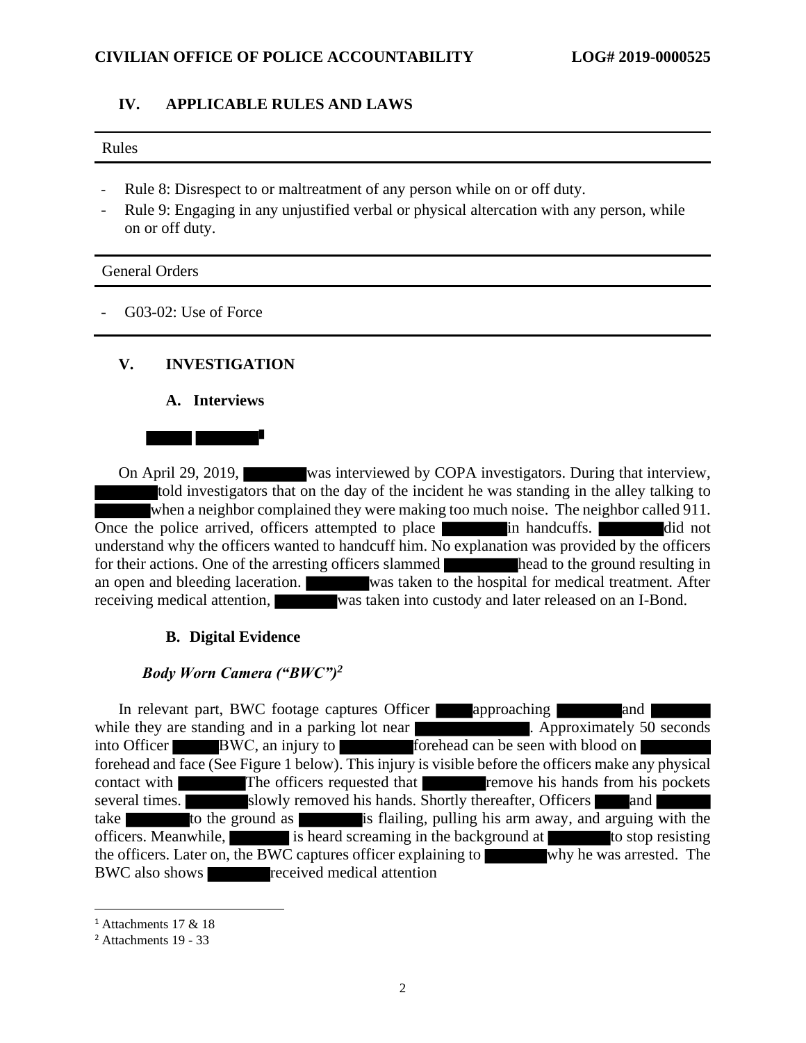## IV. APPLICABLE RULES AND LAWS

Rules

- Rule 8: Disrespect to or maltreatment of any person while on or off duty.
- Rule 9: Engaging in any unjustified verbal or physical altercation with any person, while on or off duty.

General Orders

- G03-02: Use of Force

## V. INVESTIGATION

### A. Interviews

[REDACTED][1]

On April 29, 2019, [REDACTED] was interviewed by COPA investigators. During that interview, [REDACTED] told investigators that on the day of the incident he was standing in the alley talking to [REDACTED] when a neighbor complained they were making too much noise. The neighbor called 911. Once the police arrived, officers attempted to place [REDACTED] in handcuffs. [REDACTED] did not understand why the officers wanted to handcuff him. No explanation was provided by the officers for their actions. One of the arresting officers slammed [REDACTED] head to the ground resulting in an open and bleeding laceration. [REDACTED] was taken to the hospital for medical treatment. After receiving medical attention, [REDACTED] was taken into custody and later released on an I-Bond.

### B. Digital Evidence

***Body Worn Camera ("BWC")***[2]

In relevant part, BWC footage captures Officer [REDACTED] approaching [REDACTED] and [REDACTED] while they are standing and in a parking lot near [REDACTED]. Approximately 50 seconds into Officer [REDACTED] BWC, an injury to [REDACTED] forehead can be seen with blood on [REDACTED] forehead and face (See Figure 1 below). This injury is visible before the officers make any physical contact with [REDACTED] The officers requested that [REDACTED] remove his hands from his pockets several times. [REDACTED] slowly removed his hands. Shortly thereafter, Officers [REDACTED] and [REDACTED] take [REDACTED] to the ground as [REDACTED] is flailing, pulling his arm away, and arguing with the officers. Meanwhile, [REDACTED] is heard screaming in the background at [REDACTED] to stop resisting the officers. Later on, the BWC captures officer explaining to [REDACTED] why he was arrested. The BWC also shows [REDACTED] received medical attention

---

[1] Attachments 17 & 18

[2] Attachments 19 - 33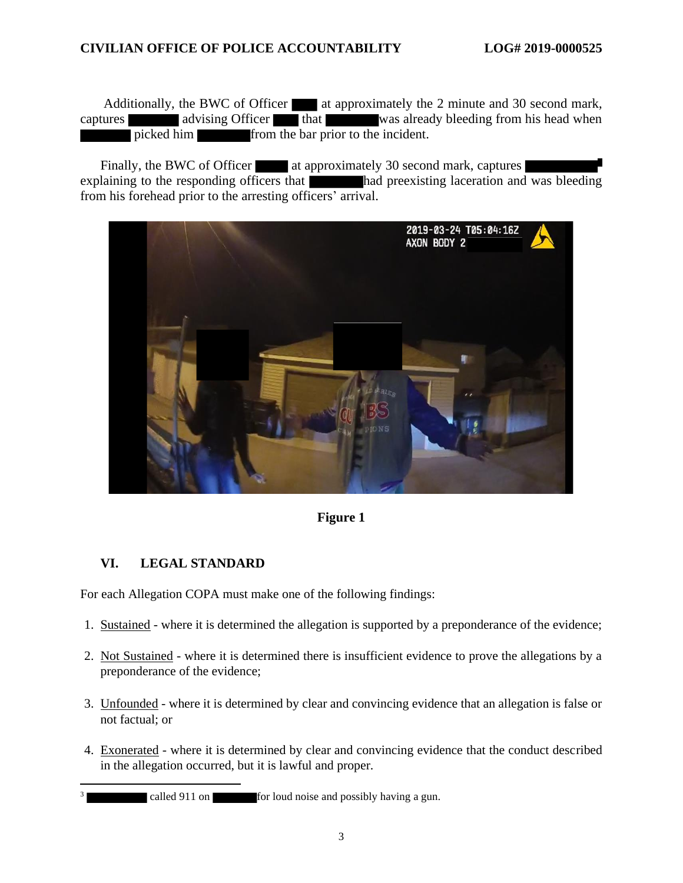Additionally, the BWC of Officer ▇▇▇ at approximately the 2 minute and 30 second mark, captures ▇▇▇▇▇ advising Officer ▇▇▇ that ▇▇▇▇▇ was already bleeding from his head when ▇▇▇▇▇ picked him ▇▇▇▇▇ from the bar prior to the incident.

Finally, the BWC of Officer ▇▇▇ at approximately 30 second mark, captures ▇▇▇▇▇ explaining to the responding officers that ▇▇▇▇▇ had preexisting laceration and was bleeding from his forehead prior to the arresting officers' arrival.

**Figure 1**

## VI. LEGAL STANDARD

For each Allegation COPA must make one of the following findings:

1. Sustained - where it is determined the allegation is supported by a preponderance of the evidence;
2. Not Sustained - where it is determined there is insufficient evidence to prove the allegations by a preponderance of the evidence;
3. Unfounded - where it is determined by clear and convincing evidence that an allegation is false or not factual; or
4. Exonerated - where it is determined by clear and convincing evidence that the conduct described in the allegation occurred, but it is lawful and proper.

---

[3] ▇▇▇▇▇ called 911 on ▇▇▇▇▇ for loud noise and possibly having a gun.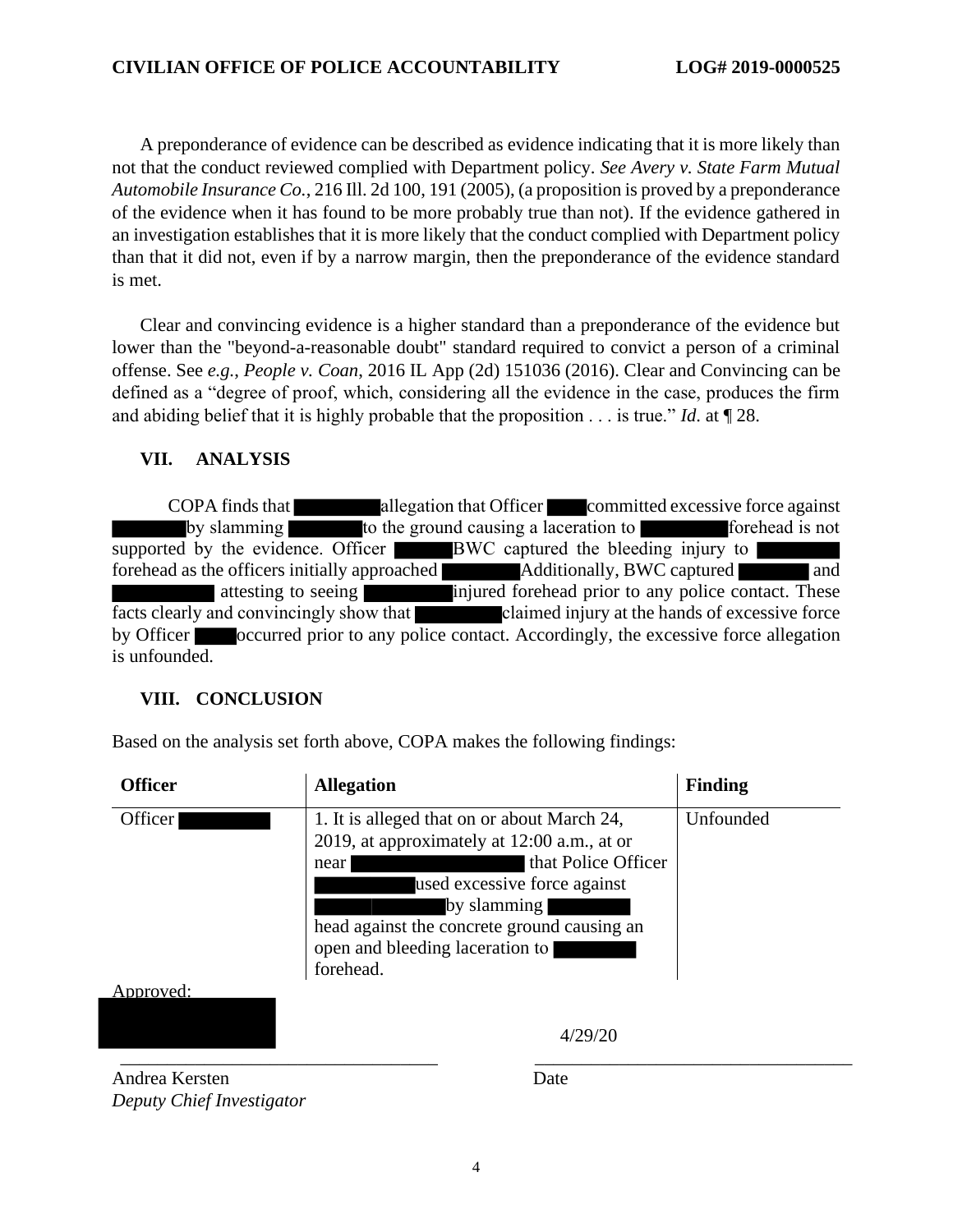A preponderance of evidence can be described as evidence indicating that it is more likely than not that the conduct reviewed complied with Department policy. *See Avery v. State Farm Mutual Automobile Insurance Co.*, 216 Ill. 2d 100, 191 (2005), (a proposition is proved by a preponderance of the evidence when it has found to be more probably true than not). If the evidence gathered in an investigation establishes that it is more likely that the conduct complied with Department policy than that it did not, even if by a narrow margin, then the preponderance of the evidence standard is met.

Clear and convincing evidence is a higher standard than a preponderance of the evidence but lower than the "beyond-a-reasonable doubt" standard required to convict a person of a criminal offense. See *e.g.*, *People v. Coan*, 2016 IL App (2d) 151036 (2016). Clear and Convincing can be defined as a "degree of proof, which, considering all the evidence in the case, produces the firm and abiding belief that it is highly probable that the proposition . . . is true." *Id.* at ¶ 28.

## VII. ANALYSIS

COPA finds that [REDACTED] allegation that Officer [REDACTED] committed excessive force against [REDACTED] by slamming [REDACTED] to the ground causing a laceration to [REDACTED] forehead is not supported by the evidence. Officer [REDACTED] BWC captured the bleeding injury to [REDACTED] forehead as the officers initially approached [REDACTED] Additionally, BWC captured [REDACTED] and [REDACTED] attesting to seeing [REDACTED] injured forehead prior to any police contact. These facts clearly and convincingly show that [REDACTED] claimed injury at the hands of excessive force by Officer [REDACTED] occurred prior to any police contact. Accordingly, the excessive force allegation is unfounded.

## VIII. CONCLUSION

Based on the analysis set forth above, COPA makes the following findings:

| Officer | Allegation | Finding |
|---|---|---|
| Officer [REDACTED] | 1. It is alleged that on or about March 24, 2019, at approximately at 12:00 a.m., at or near [REDACTED] that Police Officer [REDACTED] used excessive force against [REDACTED] by slamming [REDACTED] head against the concrete ground causing an open and bleeding laceration to [REDACTED] forehead. | Unfounded |

Approved:

[REDACTED]

4/29/20

Andrea Kersten
*Deputy Chief Investigator*

Date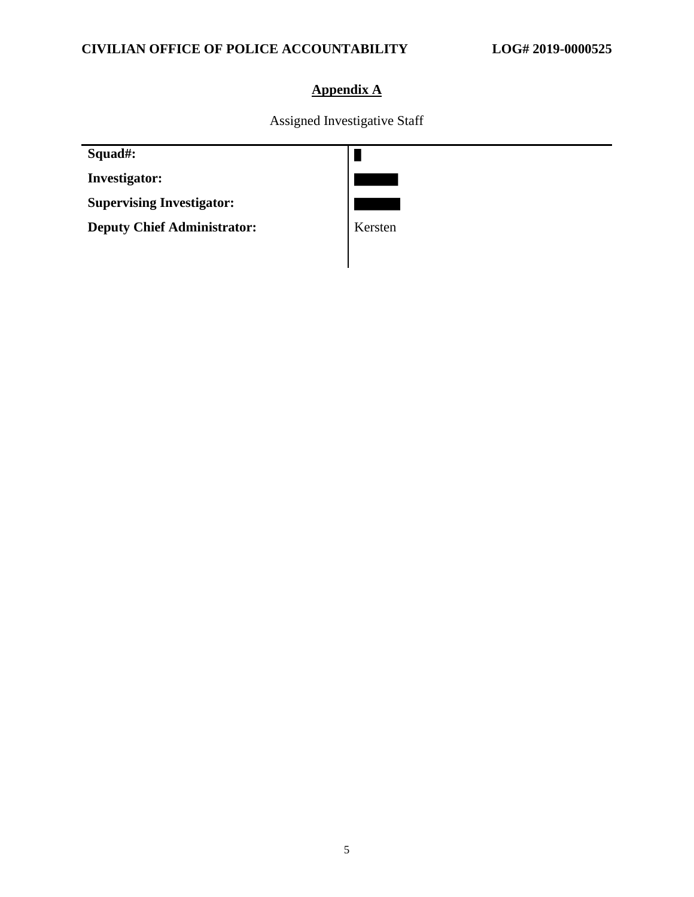## Appendix A

Assigned Investigative Staff

| | |
|---|---|
| **Squad#:** | █ |
| **Investigator:** | ████ |
| **Supervising Investigator:** | ████ |
| **Deputy Chief Administrator:** | Kersten |